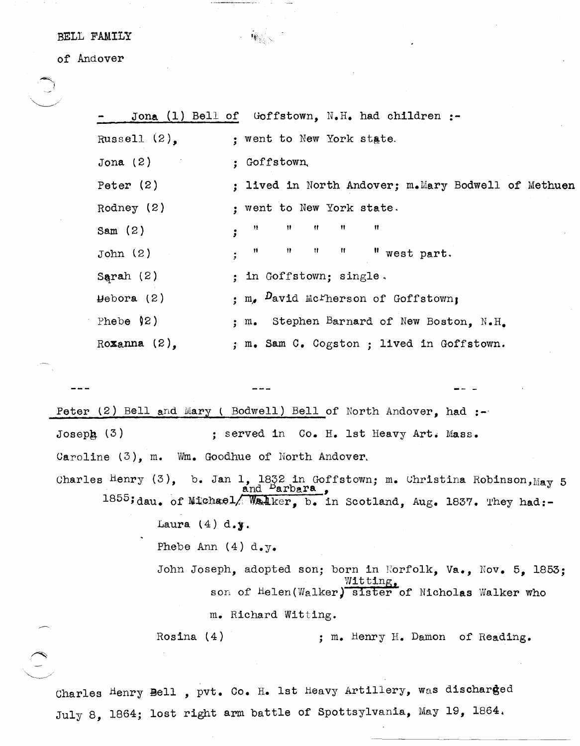BELL FAMILY

of Andover

\- Jona (1) Bell of Goffstown, N.H. had children :-

Russell (2), ; went to New York state.

Jona (2) ; Goffstown.

Peter (2) ; lived in North Andover; m. Mary Bodwell of Methuen

Rodney (2) ; went to New York state.

Sam (2) ; " " " " "

John (2) ; " " " " " west part.

Sarah (2) ; in Goffstown; single.

Debora (2) ; m. David McPherson of Goffstown;

Phebe (2) ; m. Stephen Barnard of New Boston, N.H.

Roxanna (2), ; m. Sam C. Cogston ; lived in Goffstown.

\--- --- ---

Peter (2) Bell and Mary ( Bodwell) Bell of North Andover, had :-

Joseph (3) ; served in Co. H. 1st Heavy Art. Mass.

Caroline (3), m. Wm. Goodhue of North Andover.

Charles Henry (3), b. Jan 1, 1832 in Goffstown; m. Christina Robinson, May 5 1855; dau. of Michael and Barbara Walker, b. in Scotland, Aug. 1837. They had:-

Laura (4) d.y.

Phebe Ann (4) d.y.

John Joseph, adopted son; born in Norfolk, Va., Nov. 5, 1853; son of Helen(Walker) Witting, sister of Nicholas Walker who m. Richard Witting.

Rosina (4) ; m. Henry H. Damon of Reading.

Charles Henry Bell , pvt. Co. H. 1st Heavy Artillery, was discharged July 8, 1864; lost right arm battle of Spottsylvania, May 19, 1864.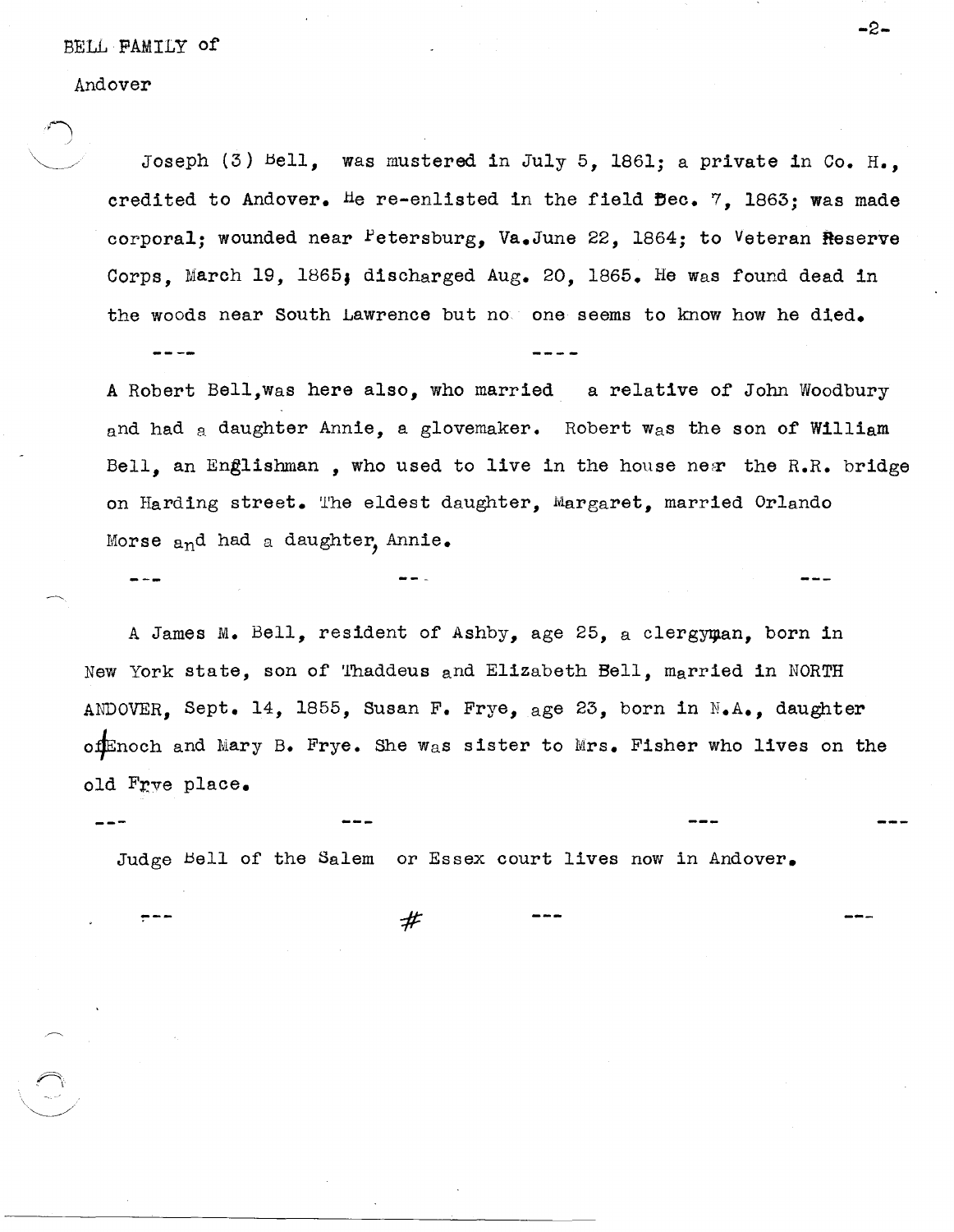BELL FAMILY of

Andover

Joseph (3) Bell, was mustered in July 5, 1861; a private in Co. H., credited to Andover. He re-enlisted in the field Dec. 7, 1863; was made corporal; wounded near Petersburg, Va. June 22, 1864; to Veteran Reserve Corps, March 19, 1865; discharged Aug. 20, 1865. He was found dead in the woods near South Lawrence but no one seems to know how he died.

---- ----

A Robert Bell, was here also, who married a relative of John Woodbury and had a daughter Annie, a glovemaker. Robert was the son of William Bell, an Englishman, who used to live in the house near the R.R. bridge on Harding street. The eldest daughter, Margaret, married Orlando Morse and had a daughter, Annie.

--- --- ---

A James M. Bell, resident of Ashby, age 25, a clergyman, born in New York state, son of Thaddeus and Elizabeth Bell, married in NORTH ANDOVER, Sept. 14, 1855, Susan F. Frye, age 23, born in N.A., daughter of Enoch and Mary B. Frye. She was sister to Mrs. Fisher who lives on the old Frye place.

--- --- --- ---

Judge Bell of the Salem or Essex court lives now in Andover.

--- # --- ---